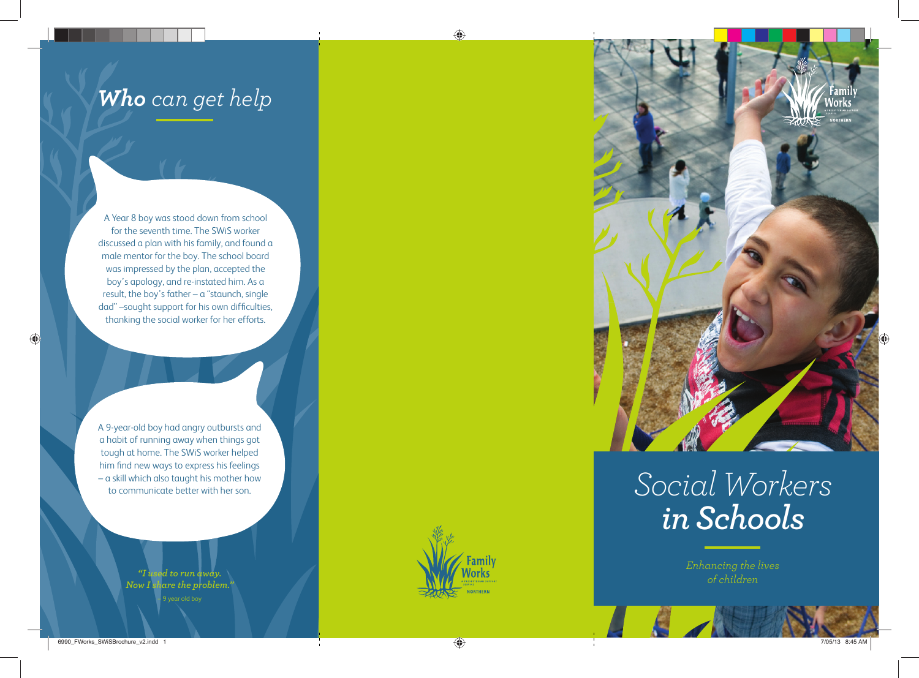## *Who* can get help

A Year 8 boy was stood down from school for the seventh time. The SWiS worker discussed a plan with his family, and found a male mentor for the boy. The school board was impressed by the plan, accepted the boy's apology, and re-instated him. As a result, the boy's father – a "staunch, single dad" –sought support for his own difficulties, thanking the social worker for her efforts.

A 9-year-old boy had angry outbursts and a habit of running away when things got tough at home. The SWiS worker helped him find new ways to express his feelings – a skill which also taught his mother how to communicate better with her son.

*"I used to run away. Now I share the problem."*
– 9 year old boy

Family Works
A Presbyterian Support Service
NORTHERN

# Social Workers *in Schools*

*Enhancing the lives of children*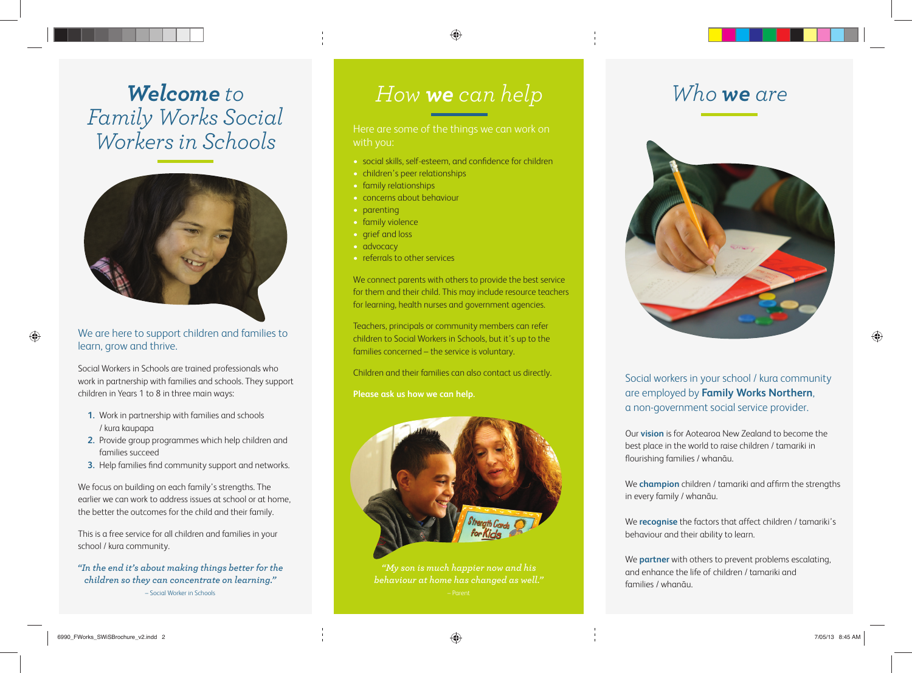# *Welcome to Family Works Social Workers in Schools*

We are here to support children and families to learn, grow and thrive.

Social Workers in Schools are trained professionals who work in partnership with families and schools. They support children in Years 1 to 8 in three main ways:

1. Work in partnership with families and schools / kura kaupapa
2. Provide group programmes which help children and families succeed
3. Help families find community support and networks.

We focus on building on each family's strengths. The earlier we can work to address issues at school or at home, the better the outcomes for the child and their family.

This is a free service for all children and families in your school / kura community.

*"In the end it's about making things better for the children so they can concentrate on learning."*

– Social Worker in Schools

# *How we can help*

Here are some of the things we can work on with you:

- social skills, self-esteem, and confidence for children
- children's peer relationships
- family relationships
- concerns about behaviour
- parenting
- family violence
- grief and loss
- advocacy
- referrals to other services

We connect parents with others to provide the best service for them and their child. This may include resource teachers for learning, health nurses and government agencies.

Teachers, principals or community members can refer children to Social Workers in Schools, but it's up to the families concerned – the service is voluntary.

Children and their families can also contact us directly.

**Please ask us how we can help.**

*"My son is much happier now and his behaviour at home has changed as well."*

– Parent

# *Who we are*

Social workers in your school / kura community are employed by **Family Works Northern**, a non-government social service provider.

Our **vision** is for Aotearoa New Zealand to become the best place in the world to raise children / tamariki in flourishing families / whānau.

We **champion** children / tamariki and affirm the strengths in every family / whānau.

We **recognise** the factors that affect children / tamariki's behaviour and their ability to learn.

We **partner** with others to prevent problems escalating, and enhance the life of children / tamariki and families / whānau.